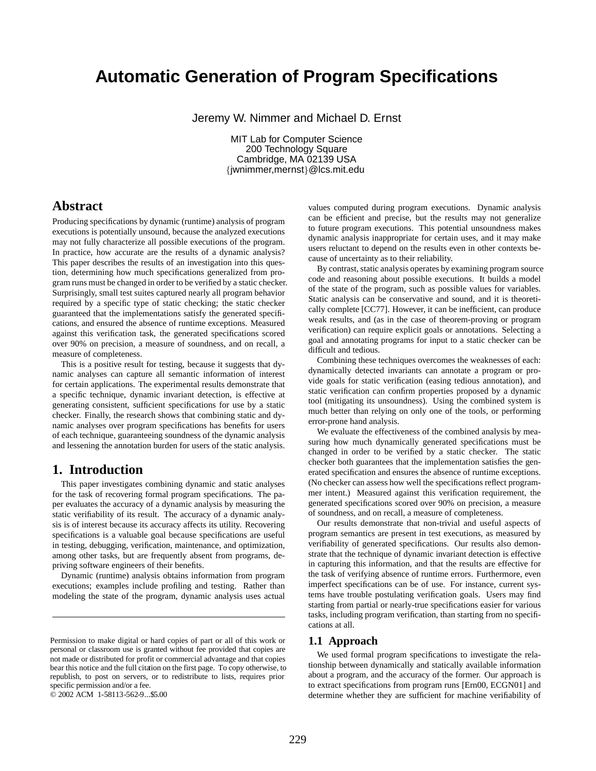# Automatic Generation of Program Specifications

Jeremy W. Nimmer and Michael D. Ernst

MIT Lab for Computer Science
200 Technology Square
Cambridge, MA 02139 USA
{jwnimmer,mernst}@lcs.mit.edu

## Abstract

Producing specifications by dynamic (runtime) analysis of program executions is potentially unsound, because the analyzed executions may not fully characterize all possible executions of the program. In practice, how accurate are the results of a dynamic analysis? This paper describes the results of an investigation into this question, determining how much specifications generalized from program runs must be changed in order to be verified by a static checker. Surprisingly, small test suites captured nearly all program behavior required by a specific type of static checking; the static checker guaranteed that the implementations satisfy the generated specifications, and ensured the absence of runtime exceptions. Measured against this verification task, the generated specifications scored over 90% on precision, a measure of soundness, and on recall, a measure of completeness.

This is a positive result for testing, because it suggests that dynamic analyses can capture all semantic information of interest for certain applications. The experimental results demonstrate that a specific technique, dynamic invariant detection, is effective at generating consistent, sufficient specifications for use by a static checker. Finally, the research shows that combining static and dynamic analyses over program specifications has benefits for users of each technique, guaranteeing soundness of the dynamic analysis and lessening the annotation burden for users of the static analysis.

## 1. Introduction

This paper investigates combining dynamic and static analyses for the task of recovering formal program specifications. The paper evaluates the accuracy of a dynamic analysis by measuring the static verifiability of its result. The accuracy of a dynamic analysis is of interest because its accuracy affects its utility. Recovering specifications is a valuable goal because specifications are useful in testing, debugging, verification, maintenance, and optimization, among other tasks, but are frequently absent from programs, depriving software engineers of their benefits.

Dynamic (runtime) analysis obtains information from program executions; examples include profiling and testing. Rather than modeling the state of the program, dynamic analysis uses actual values computed during program executions. Dynamic analysis can be efficient and precise, but the results may not generalize to future program executions. This potential unsoundness makes dynamic analysis inappropriate for certain uses, and it may make users reluctant to depend on the results even in other contexts because of uncertainty as to their reliability.

By contrast, static analysis operates by examining program source code and reasoning about possible executions. It builds a model of the state of the program, such as possible values for variables. Static analysis can be conservative and sound, and it is theoretically complete [CC77]. However, it can be inefficient, can produce weak results, and (as in the case of theorem-proving or program verification) can require explicit goals or annotations. Selecting a goal and annotating programs for input to a static checker can be difficult and tedious.

Combining these techniques overcomes the weaknesses of each: dynamically detected invariants can annotate a program or provide goals for static verification (easing tedious annotation), and static verification can confirm properties proposed by a dynamic tool (mitigating its unsoundness). Using the combined system is much better than relying on only one of the tools, or performing error-prone hand analysis.

We evaluate the effectiveness of the combined analysis by measuring how much dynamically generated specifications must be changed in order to be verified by a static checker. The static checker both guarantees that the implementation satisfies the generated specification and ensures the absence of runtime exceptions. (No checker can assess how well the specifications reflect programmer intent.) Measured against this verification requirement, the generated specifications scored over 90% on precision, a measure of soundness, and on recall, a measure of completeness.

Our results demonstrate that non-trivial and useful aspects of program semantics are present in test executions, as measured by verifiability of generated specifications. Our results also demonstrate that the technique of dynamic invariant detection is effective in capturing this information, and that the results are effective for the task of verifying absence of runtime errors. Furthermore, even imperfect specifications can be of use. For instance, current systems have trouble postulating verification goals. Users may find starting from partial or nearly-true specifications easier for various tasks, including program verification, than starting from no specifications at all.

### 1.1 Approach

We used formal program specifications to investigate the relationship between dynamically and statically available information about a program, and the accuracy of the former. Our approach is to extract specifications from program runs [Ern00, ECGN01] and determine whether they are sufficient for machine verifiability of

Permission to make digital or hard copies of part or all of this work or personal or classroom use is granted without fee provided that copies are not made or distributed for profit or commercial advantage and that copies bear this notice and the full citation on the first page. To copy otherwise, to republish, to post on servers, or to redistribute to lists, requires prior specific permission and/or a fee.
© 2002 ACM 1-58113-562-9...$5.00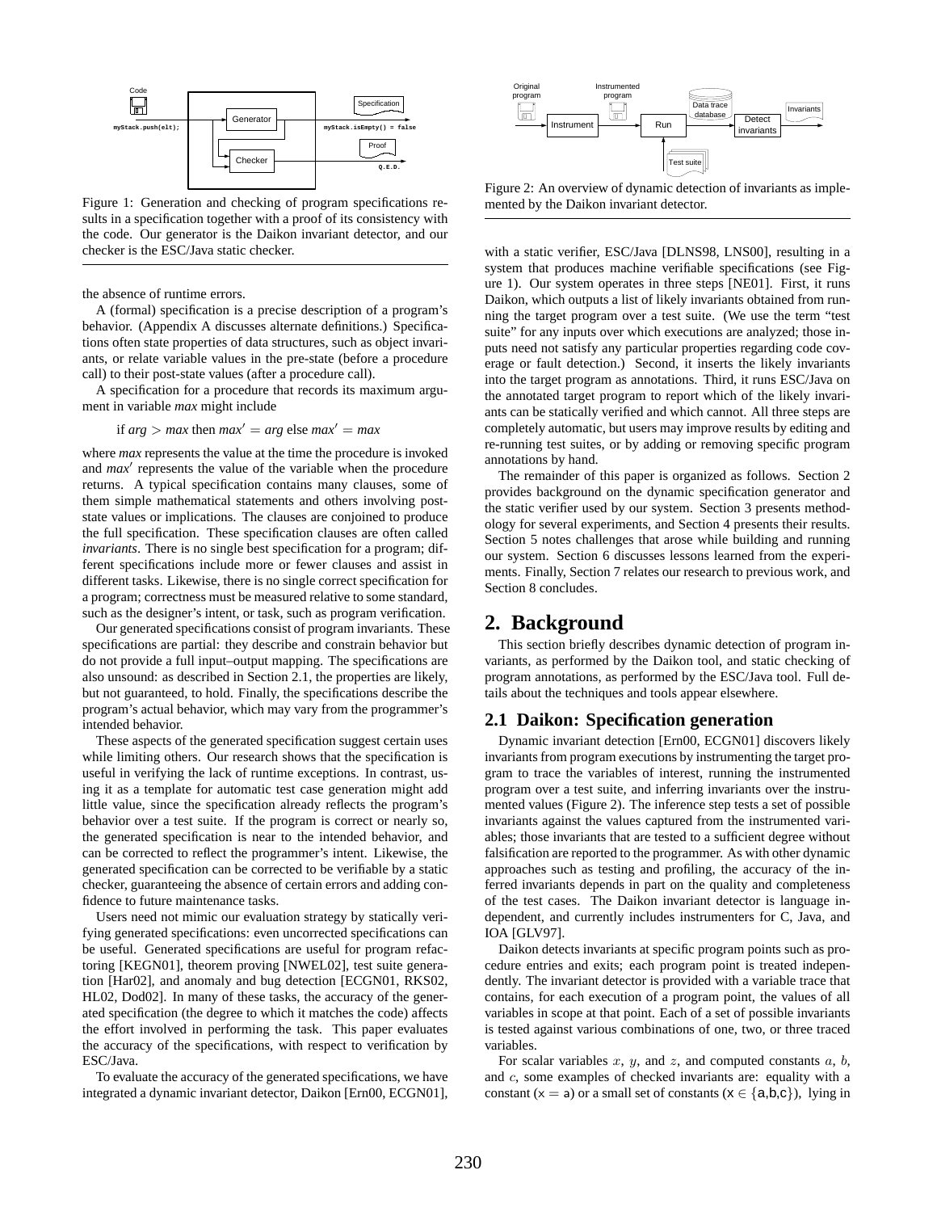Code

myStack.push(elt);

Generator

Checker

Specification

myStack.isEmpty() = false

Proof

Q.E.D.

Figure 1: Generation and checking of program specifications results in a specification together with a proof of its consistency with the code. Our generator is the Daikon invariant detector, and our checker is the ESC/Java static checker.

the absence of runtime errors.

A (formal) specification is a precise description of a program's behavior. (Appendix A discusses alternate definitions.) Specifications often state properties of data structures, such as object invariants, or relate variable values in the pre-state (before a procedure call) to their post-state values (after a procedure call).

A specification for a procedure that records its maximum argument in variable *max* might include

$$\text{if } arg > max \text{ then } max' = arg \text{ else } max' = max$$

where *max* represents the value at the time the procedure is invoked and $max'$ represents the value of the variable when the procedure returns. A typical specification contains many clauses, some of them simple mathematical statements and others involving post-state values or implications. The clauses are conjoined to produce the full specification. These specification clauses are often called *invariants*. There is no single best specification for a program; different specifications include more or fewer clauses and assist in different tasks. Likewise, there is no single correct specification for a program; correctness must be measured relative to some standard, such as the designer's intent, or task, such as program verification.

Our generated specifications consist of program invariants. These specifications are partial: they describe and constrain behavior but do not provide a full input–output mapping. The specifications are also unsound: as described in Section 2.1, the properties are likely, but not guaranteed, to hold. Finally, the specifications describe the program's actual behavior, which may vary from the programmer's intended behavior.

These aspects of the generated specification suggest certain uses while limiting others. Our research shows that the specification is useful in verifying the lack of runtime exceptions. In contrast, using it as a template for automatic test case generation might add little value, since the specification already reflects the program's behavior over a test suite. If the program is correct or nearly so, the generated specification is near to the intended behavior, and can be corrected to reflect the programmer's intent. Likewise, the generated specification can be corrected to be verifiable by a static checker, guaranteeing the absence of certain errors and adding confidence to future maintenance tasks.

Users need not mimic our evaluation strategy by statically verifying generated specifications: even uncorrected specifications can be useful. Generated specifications are useful for program refactoring [KEGN01], theorem proving [NWEL02], test suite generation [Har02], and anomaly and bug detection [ECGN01, RKS02, HL02, Dod02]. In many of these tasks, the accuracy of the generated specification (the degree to which it matches the code) affects the effort involved in performing the task. This paper evaluates the accuracy of the specifications, with respect to verification by ESC/Java.

To evaluate the accuracy of the generated specifications, we have integrated a dynamic invariant detector, Daikon [Ern00, ECGN01], with a static verifier, ESC/Java [DLNS98, LNS00], resulting in a system that produces machine verifiable specifications (see Figure 1). Our system operates in three steps [NE01]. First, it runs Daikon, which outputs a list of likely invariants obtained from running the target program over a test suite. (We use the term "test suite" for any inputs over which executions are analyzed; those inputs need not satisfy any particular properties regarding code coverage or fault detection.) Second, it inserts the likely invariants into the target program as annotations. Third, it runs ESC/Java on the annotated target program to report which of the likely invariants can be statically verified and which cannot. All three steps are completely automatic, but users may improve results by editing and re-running test suites, or by adding or removing specific program annotations by hand.

Original program

Instrumented program

Instrument

Run

Data trace database

Detect invariants

Invariants

Test suite

Figure 2: An overview of dynamic detection of invariants as implemented by the Daikon invariant detector.

The remainder of this paper is organized as follows. Section 2 provides background on the dynamic specification generator and the static verifier used by our system. Section 3 presents methodology for several experiments, and Section 4 presents their results. Section 5 notes challenges that arose while building and running our system. Section 6 discusses lessons learned from the experiments. Finally, Section 7 relates our research to previous work, and Section 8 concludes.

# 2. Background

This section briefly describes dynamic detection of program invariants, as performed by the Daikon tool, and static checking of program annotations, as performed by the ESC/Java tool. Full details about the techniques and tools appear elsewhere.

## 2.1 Daikon: Specification generation

Dynamic invariant detection [Ern00, ECGN01] discovers likely invariants from program executions by instrumenting the target program to trace the variables of interest, running the instrumented program over a test suite, and inferring invariants over the instrumented values (Figure 2). The inference step tests a set of possible invariants against the values captured from the instrumented variables; those invariants that are tested to a sufficient degree without falsification are reported to the programmer. As with other dynamic approaches such as testing and profiling, the accuracy of the inferred invariants depends in part on the quality and completeness of the test cases. The Daikon invariant detector is language independent, and currently includes instrumenters for C, Java, and IOA [GLV97].

Daikon detects invariants at specific program points such as procedure entries and exits; each program point is treated independently. The invariant detector is provided with a variable trace that contains, for each execution of a program point, the values of all variables in scope at that point. Each of a set of possible invariants is tested against various combinations of one, two, or three traced variables.

For scalar variables $x$, $y$, and $z$, and computed constants $a$, $b$, and $c$, some examples of checked invariants are: equality with a constant ($x = a$) or a small set of constants ($x \in \{a,b,c\}$), lying in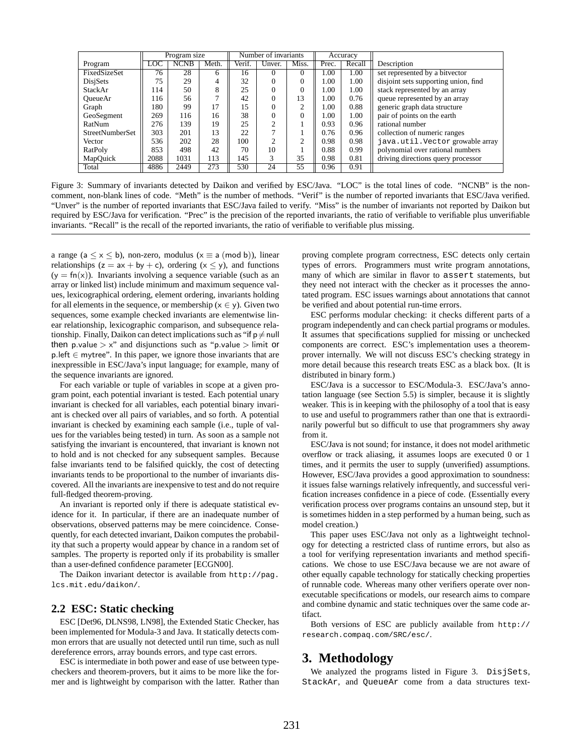| | Program size | | | Number of invariants | | | Accuracy | | |
|---|---|---|---|---|---|---|---|---|---|
| Program | LOC | NCNB | Meth. | Verif. | Unver. | Miss. | Prec. | Recall | Description |
| FixedSizeSet | 76 | 28 | 6 | 16 | 0 | 0 | 1.00 | 1.00 | set represented by a bitvector |
| DisjSets | 75 | 29 | 4 | 32 | 0 | 0 | 1.00 | 1.00 | disjoint sets supporting union, find |
| StackAr | 114 | 50 | 8 | 25 | 0 | 0 | 1.00 | 1.00 | stack represented by an array |
| QueueAr | 116 | 56 | 7 | 42 | 0 | 13 | 1.00 | 0.76 | queue represented by an array |
| Graph | 180 | 99 | 17 | 15 | 0 | 2 | 1.00 | 0.88 | generic graph data structure |
| GeoSegment | 269 | 116 | 16 | 38 | 0 | 0 | 1.00 | 1.00 | pair of points on the earth |
| RatNum | 276 | 139 | 19 | 25 | 2 | 1 | 0.93 | 0.96 | rational number |
| StreetNumberSet | 303 | 201 | 13 | 22 | 7 | 1 | 0.76 | 0.96 | collection of numeric ranges |
| Vector | 536 | 202 | 28 | 100 | 2 | 2 | 0.98 | 0.98 | `java.util.Vector` growable array |
| RatPoly | 853 | 498 | 42 | 70 | 10 | 1 | 0.88 | 0.99 | polynomial over rational numbers |
| MapQuick | 2088 | 1031 | 113 | 145 | 3 | 35 | 0.98 | 0.81 | driving directions query processor |
| Total | 4886 | 2449 | 273 | 530 | 24 | 55 | 0.96 | 0.91 | |

Figure 3: Summary of invariants detected by Daikon and verified by ESC/Java. "LOC" is the total lines of code. "NCNB" is the non-comment, non-blank lines of code. "Meth" is the number of methods. "Verif" is the number of reported invariants that ESC/Java verified. "Unver" is the number of reported invariants that ESC/Java failed to verify. "Miss" is the number of invariants not reported by Daikon but required by ESC/Java for verification. "Prec" is the precision of the reported invariants, the ratio of verifiable to verifiable plus unverifiable invariants. "Recall" is the recall of the reported invariants, the ratio of verifiable to verifiable plus missing.

a range ($a \leq x \leq b$), non-zero, modulus ($x \equiv a \pmod b$), linear relationships ($z = ax + by + c$), ordering ($x \leq y$), and functions ($y = fn(x)$). Invariants involving a sequence variable (such as an array or linked list) include minimum and maximum sequence values, lexicographical ordering, element ordering, invariants holding for all elements in the sequence, or membership ($x \in y$). Given two sequences, some example checked invariants are elementwise linear relationship, lexicographic comparison, and subsequence relationship. Finally, Daikon can detect implications such as "if $p \neq null$ then $p.value > x$" and disjunctions such as "$p.value > limit$ or $p.left \in mytree$". In this paper, we ignore those invariants that are inexpressible in ESC/Java's input language; for example, many of the sequence invariants are ignored.

For each variable or tuple of variables in scope at a given program point, each potential invariant is tested. Each potential unary invariant is checked for all variables, each potential binary invariant is checked over all pairs of variables, and so forth. A potential invariant is checked by examining each sample (i.e., tuple of values for the variables being tested) in turn. As soon as a sample not satisfying the invariant is encountered, that invariant is known not to hold and is not checked for any subsequent samples. Because false invariants tend to be falsified quickly, the cost of detecting invariants tends to be proportional to the number of invariants discovered. All the invariants are inexpensive to test and do not require full-fledged theorem-proving.

An invariant is reported only if there is adequate statistical evidence for it. In particular, if there are an inadequate number of observations, observed patterns may be mere coincidence. Consequently, for each detected invariant, Daikon computes the probability that such a property would appear by chance in a random set of samples. The property is reported only if its probability is smaller than a user-defined confidence parameter [ECGN00].

The Daikon invariant detector is available from `http://pag.lcs.mit.edu/daikon/`.

## 2.2 ESC: Static checking

ESC [Det96, DLNS98, LN98], the Extended Static Checker, has been implemented for Modula-3 and Java. It statically detects common errors that are usually not detected until run time, such as null dereference errors, array bounds errors, and type cast errors.

ESC is intermediate in both power and ease of use between type-checkers and theorem-provers, but it aims to be more like the former and is lightweight by comparison with the latter. Rather than proving complete program correctness, ESC detects only certain types of errors. Programmers must write program annotations, many of which are similar in flavor to `assert` statements, but they need not interact with the checker as it processes the annotated program. ESC issues warnings about annotations that cannot be verified and about potential run-time errors.

ESC performs modular checking: it checks different parts of a program independently and can check partial programs or modules. It assumes that specifications supplied for missing or unchecked components are correct. ESC's implementation uses a theorem-prover internally. We will not discuss ESC's checking strategy in more detail because this research treats ESC as a black box. (It is distributed in binary form.)

ESC/Java is a successor to ESC/Modula-3. ESC/Java's annotation language (see Section 5.5) is simpler, because it is slightly weaker. This is in keeping with the philosophy of a tool that is easy to use and useful to programmers rather than one that is extraordinarily powerful but so difficult to use that programmers shy away from it.

ESC/Java is not sound; for instance, it does not model arithmetic overflow or track aliasing, it assumes loops are executed 0 or 1 times, and it permits the user to supply (unverified) assumptions. However, ESC/Java provides a good approximation to soundness: it issues false warnings relatively infrequently, and successful verification increases confidence in a piece of code. (Essentially every verification process over programs contains an unsound step, but it is sometimes hidden in a step performed by a human being, such as model creation.)

This paper uses ESC/Java not only as a lightweight technology for detecting a restricted class of runtime errors, but also as a tool for verifying representation invariants and method specifications. We chose to use ESC/Java because we are not aware of other equally capable technology for statically checking properties of runnable code. Whereas many other verifiers operate over non-executable specifications or models, our research aims to compare and combine dynamic and static techniques over the same code artifact.

Both versions of ESC are publicly available from `http://research.compaq.com/SRC/esc/`.

# 3. Methodology

We analyzed the programs listed in Figure 3. `DisjSets`, `StackAr`, and `QueueAr` come from a data structures text-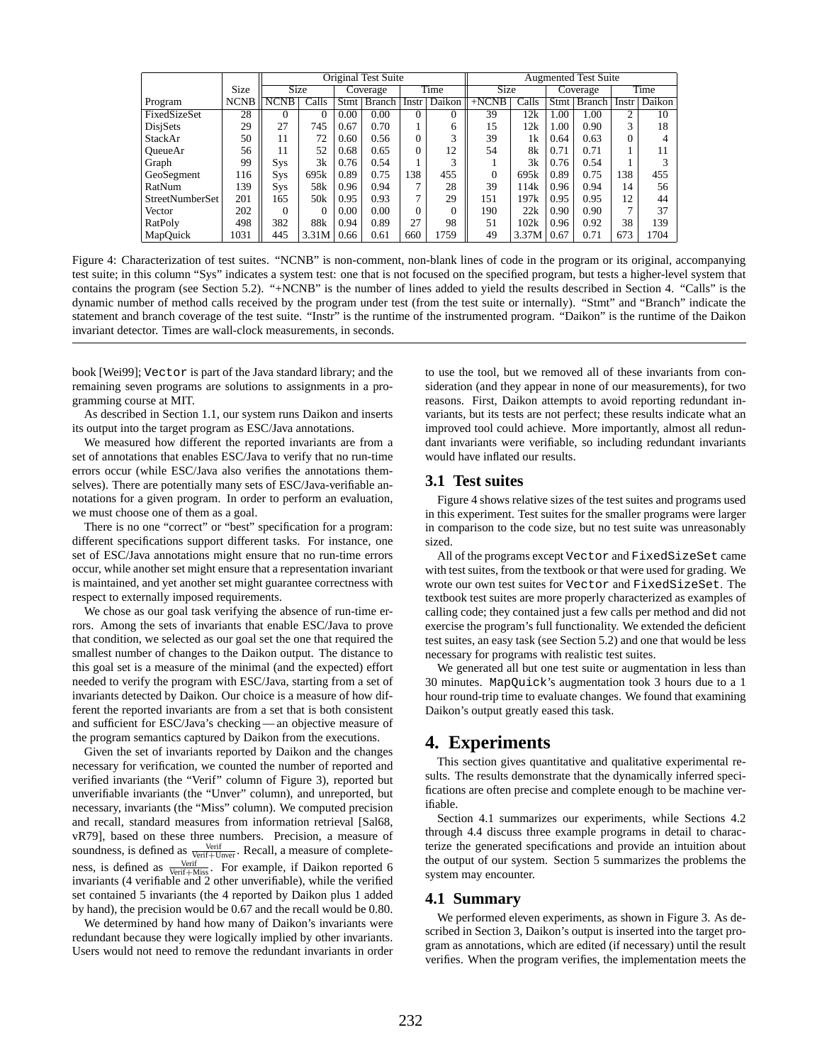| | Size | Original Test Suite | | | | | | Augmented Test Suite | | | | | |
|---|---|---|---|---|---|---|---|---|---|---|---|---|---|
| | | Size | | Coverage | | Time | | Size | | Coverage | | Time | |
| Program | NCNB | NCNB | Calls | Stmt | Branch | Instr | Daikon | +NCNB | Calls | Stmt | Branch | Instr | Daikon |
| FixedSizeSet | 28 | 0 | 0 | 0.00 | 0.00 | 0 | 0 | 39 | 12k | 1.00 | 1.00 | 2 | 10 |
| DisjSets | 29 | 27 | 745 | 0.67 | 0.70 | 1 | 6 | 15 | 12k | 1.00 | 0.90 | 3 | 18 |
| StackAr | 50 | 11 | 72 | 0.60 | 0.56 | 0 | 3 | 39 | 1k | 0.64 | 0.63 | 0 | 4 |
| QueueAr | 56 | 11 | 52 | 0.68 | 0.65 | 0 | 12 | 54 | 8k | 0.71 | 0.71 | 1 | 11 |
| Graph | 99 | Sys | 3k | 0.76 | 0.54 | 1 | 3 | 1 | 3k | 0.76 | 0.54 | 1 | 3 |
| GeoSegment | 116 | Sys | 695k | 0.89 | 0.75 | 138 | 455 | 0 | 695k | 0.89 | 0.75 | 138 | 455 |
| RatNum | 139 | Sys | 58k | 0.96 | 0.94 | 7 | 28 | 39 | 114k | 0.96 | 0.94 | 14 | 56 |
| StreetNumberSet | 201 | 165 | 50k | 0.95 | 0.93 | 7 | 29 | 151 | 197k | 0.95 | 0.95 | 12 | 44 |
| Vector | 202 | 0 | 0 | 0.00 | 0.00 | 0 | 0 | 190 | 22k | 0.90 | 0.90 | 7 | 37 |
| RatPoly | 498 | 382 | 88k | 0.94 | 0.89 | 27 | 98 | 51 | 102k | 0.96 | 0.92 | 38 | 139 |
| MapQuick | 1031 | 445 | 3.31M | 0.66 | 0.61 | 660 | 1759 | 49 | 3.37M | 0.67 | 0.71 | 673 | 1704 |

Figure 4: Characterization of test suites. "NCNB" is non-comment, non-blank lines of code in the program or its original, accompanying test suite; in this column "Sys" indicates a system test: one that is not focused on the specified program, but tests a higher-level system that contains the program (see Section 5.2). "+NCNB" is the number of lines added to yield the results described in Section 4. "Calls" is the dynamic number of method calls received by the program under test (from the test suite or internally). "Stmt" and "Branch" indicate the statement and branch coverage of the test suite. "Instr" is the runtime of the instrumented program. "Daikon" is the runtime of the Daikon invariant detector. Times are wall-clock measurements, in seconds.

book [Wei99]; `Vector` is part of the Java standard library; and the remaining seven programs are solutions to assignments in a programming course at MIT.

As described in Section 1.1, our system runs Daikon and inserts its output into the target program as ESC/Java annotations.

We measured how different the reported invariants are from a set of annotations that enables ESC/Java to verify that no run-time errors occur (while ESC/Java also verifies the annotations themselves). There are potentially many sets of ESC/Java-verifiable annotations for a given program. In order to perform an evaluation, we must choose one of them as a goal.

There is no one "correct" or "best" specification for a program: different specifications support different tasks. For instance, one set of ESC/Java annotations might ensure that no run-time errors occur, while another set might ensure that a representation invariant is maintained, and yet another set might guarantee correctness with respect to externally imposed requirements.

We chose as our goal task verifying the absence of run-time errors. Among the sets of invariants that enable ESC/Java to prove that condition, we selected as our goal set the one that required the smallest number of changes to the Daikon output. The distance to this goal set is a measure of the minimal (and the expected) effort needed to verify the program with ESC/Java, starting from a set of invariants detected by Daikon. Our choice is a measure of how different the reported invariants are from a set that is both consistent and sufficient for ESC/Java's checking — an objective measure of the program semantics captured by Daikon from the executions.

Given the set of invariants reported by Daikon and the changes necessary for verification, we counted the number of reported and verified invariants (the "Verif" column of Figure 3), reported but unverifiable invariants (the "Unver" column), and unreported, but necessary, invariants (the "Miss" column). We computed precision and recall, standard measures from information retrieval [Sal68, vR79], based on these three numbers. Precision, a measure of soundness, is defined as $\frac{\text{Verif}}{\text{Verif}+\text{Unver}}$. Recall, a measure of completeness, is defined as $\frac{\text{Verif}}{\text{Verif}+\text{Miss}}$. For example, if Daikon reported 6 invariants (4 verifiable and 2 other unverifiable), while the verified set contained 5 invariants (the 4 reported by Daikon plus 1 added by hand), the precision would be 0.67 and the recall would be 0.80.

We determined by hand how many of Daikon's invariants were redundant because they were logically implied by other invariants. Users would not need to remove the redundant invariants in order to use the tool, but we removed all of these invariants from consideration (and they appear in none of our measurements), for two reasons. First, Daikon attempts to avoid reporting redundant invariants, but its tests are not perfect; these results indicate what an improved tool could achieve. More importantly, almost all redundant invariants were verifiable, so including redundant invariants would have inflated our results.

### 3.1 Test suites

Figure 4 shows relative sizes of the test suites and programs used in this experiment. Test suites for the smaller programs were larger in comparison to the code size, but no test suite was unreasonably sized.

All of the programs except `Vector` and `FixedSizeSet` came with test suites, from the textbook or that were used for grading. We wrote our own test suites for `Vector` and `FixedSizeSet`. The textbook test suites are more properly characterized as examples of calling code; they contained just a few calls per method and did not exercise the program's full functionality. We extended the deficient test suites, an easy task (see Section 5.2) and one that would be less necessary for programs with realistic test suites.

We generated all but one test suite or augmentation in less than 30 minutes. `MapQuick`'s augmentation took 3 hours due to a 1 hour round-trip time to evaluate changes. We found that examining Daikon's output greatly eased this task.

## 4. Experiments

This section gives quantitative and qualitative experimental results. The results demonstrate that the dynamically inferred specifications are often precise and complete enough to be machine verifiable.

Section 4.1 summarizes our experiments, while Sections 4.2 through 4.4 discuss three example programs in detail to characterize the generated specifications and provide an intuition about the output of our system. Section 5 summarizes the problems the system may encounter.

### 4.1 Summary

We performed eleven experiments, as shown in Figure 3. As described in Section 3, Daikon's output is inserted into the target program as annotations, which are edited (if necessary) until the result verifies. When the program verifies, the implementation meets the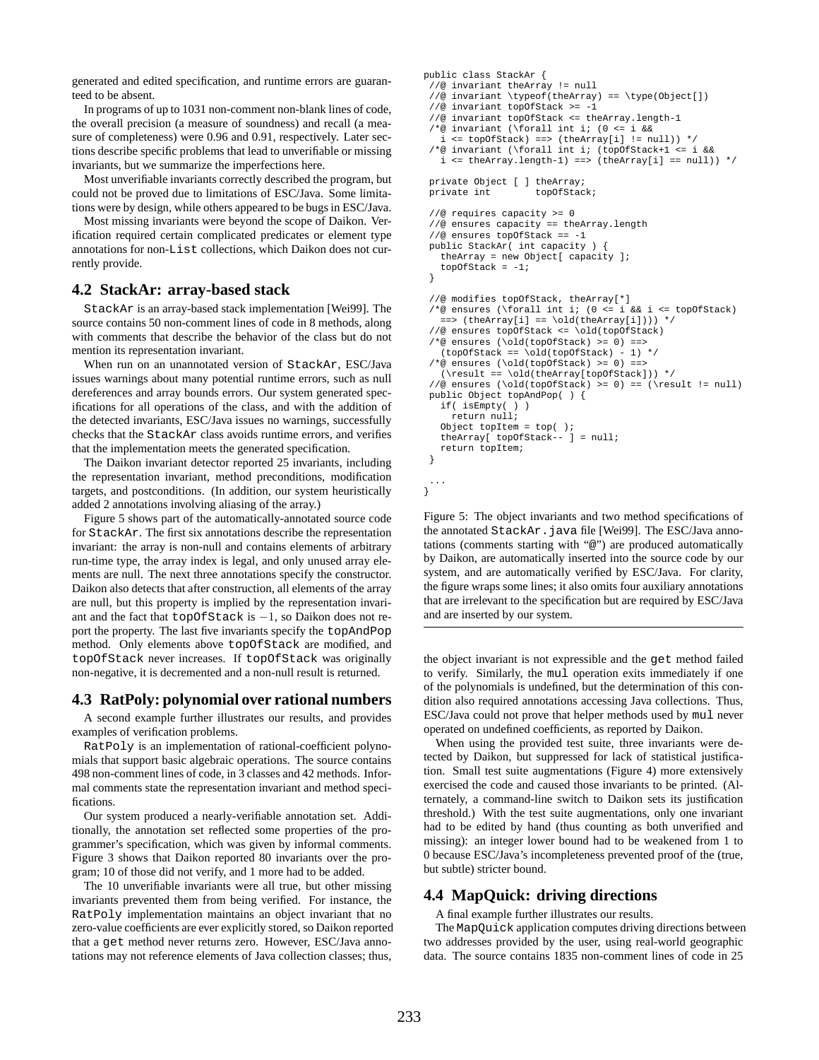generated and edited specification, and runtime errors are guaranteed to be absent.

In programs of up to 1031 non-comment non-blank lines of code, the overall precision (a measure of soundness) and recall (a measure of completeness) were 0.96 and 0.91, respectively. Later sections describe specific problems that lead to unverifiable or missing invariants, but we summarize the imperfections here.

Most unverifiable invariants correctly described the program, but could not be proved due to limitations of ESC/Java. Some limitations were by design, while others appeared to be bugs in ESC/Java.

Most missing invariants were beyond the scope of Daikon. Verification required certain complicated predicates or element type annotations for non-`List` collections, which Daikon does not currently provide.

## 4.2 StackAr: array-based stack

`StackAr` is an array-based stack implementation [Wei99]. The source contains 50 non-comment lines of code in 8 methods, along with comments that describe the behavior of the class but do not mention its representation invariant.

When run on an unannotated version of `StackAr`, ESC/Java issues warnings about many potential runtime errors, such as null dereferences and array bounds errors. Our system generated specifications for all operations of the class, and with the addition of the detected invariants, ESC/Java issues no warnings, successfully checks that the `StackAr` class avoids runtime errors, and verifies that the implementation meets the generated specification.

The Daikon invariant detector reported 25 invariants, including the representation invariant, method preconditions, modification targets, and postconditions. (In addition, our system heuristically added 2 annotations involving aliasing of the array.)

Figure 5 shows part of the automatically-annotated source code for `StackAr`. The first six annotations describe the representation invariant: the array is non-null and contains elements of arbitrary run-time type, the array index is legal, and only unused array elements are null. The next three annotations specify the constructor. Daikon also detects that after construction, all elements of the array are null, but this property is implied by the representation invariant and the fact that `topOfStack` is $-1$, so Daikon does not report the property. The last five invariants specify the `topAndPop` method. Only elements above `topOfStack` are modified, and `topOfStack` never increases. If `topOfStack` was originally non-negative, it is decremented and a non-null result is returned.

```
public class StackAr {
 //@ invariant theArray != null
 //@ invariant \typeof(theArray) == \type(Object[])
 //@ invariant topOfStack >= -1
 //@ invariant topOfStack <= theArray.length-1
 /*@ invariant (\forall int i; (0 <= i &&
   i <= topOfStack) ==> (theArray[i] != null)) */
 /*@ invariant (\forall int i; (topOfStack+1 <= i &&
   i <= theArray.length-1) ==> (theArray[i] == null)) */

 private Object [ ] theArray;
 private int        topOfStack;

 //@ requires capacity >= 0
 //@ ensures capacity == theArray.length
 //@ ensures topOfStack == -1
 public StackAr( int capacity ) {
   theArray = new Object[ capacity ];
   topOfStack = -1;
 }

 //@ modifies topOfStack, theArray[*]
 /*@ ensures (\forall int i; (0 <= i && i <= topOfStack)
   ==> (theArray[i] == \old(theArray[i]))) */
 //@ ensures topOfStack <= \old(topOfStack)
 /*@ ensures (\old(topOfStack) >= 0) ==>
   (topOfStack == \old(topOfStack) - 1) */
 /*@ ensures (\old(topOfStack) >= 0) ==>
   (\result == \old(theArray[topOfStack])) */
 //@ ensures (\old(topOfStack) >= 0) == (\result != null)
 public Object topAndPop( ) {
   if( isEmpty( ) )
     return null;
   Object topItem = top( );
   theArray[ topOfStack-- ] = null;
   return topItem;
 }

 ...
}
```

Figure 5: The object invariants and two method specifications of the annotated `StackAr.java` file [Wei99]. The ESC/Java annotations (comments starting with "@") are produced automatically by Daikon, are automatically inserted into the source code by our system, and are automatically verified by ESC/Java. For clarity, the figure wraps some lines; it also omits four auxiliary annotations that are irrelevant to the specification but are required by ESC/Java and are inserted by our system.

## 4.3 RatPoly: polynomial over rational numbers

A second example further illustrates our results, and provides examples of verification problems.

`RatPoly` is an implementation of rational-coefficient polynomials that support basic algebraic operations. The source contains 498 non-comment lines of code, in 3 classes and 42 methods. Informal comments state the representation invariant and method specifications.

Our system produced a nearly-verifiable annotation set. Additionally, the annotation set reflected some properties of the programmer's specification, which was given by informal comments. Figure 3 shows that Daikon reported 80 invariants over the program; 10 of those did not verify, and 1 more had to be added.

The 10 unverifiable invariants were all true, but other missing invariants prevented them from being verified. For instance, the `RatPoly` implementation maintains an object invariant that no zero-value coefficients are ever explicitly stored, so Daikon reported that a `get` method never returns zero. However, ESC/Java annotations may not reference elements of Java collection classes; thus, the object invariant is not expressible and the `get` method failed to verify. Similarly, the `mul` operation exits immediately if one of the polynomials is undefined, but the determination of this condition also required annotations accessing Java collections. Thus, ESC/Java could not prove that helper methods used by `mul` never operated on undefined coefficients, as reported by Daikon.

When using the provided test suite, three invariants were detected by Daikon, but suppressed for lack of statistical justification. Small test suite augmentations (Figure 4) more extensively exercised the code and caused those invariants to be printed. (Alternately, a command-line switch to Daikon sets its justification threshold.) With the test suite augmentations, only one invariant had to be edited by hand (thus counting as both unverified and missing): an integer lower bound had to be weakened from 1 to 0 because ESC/Java's incompleteness prevented proof of the (true, but subtle) stricter bound.

## 4.4 MapQuick: driving directions

A final example further illustrates our results.

The `MapQuick` application computes driving directions between two addresses provided by the user, using real-world geographic data. The source contains 1835 non-comment lines of code in 25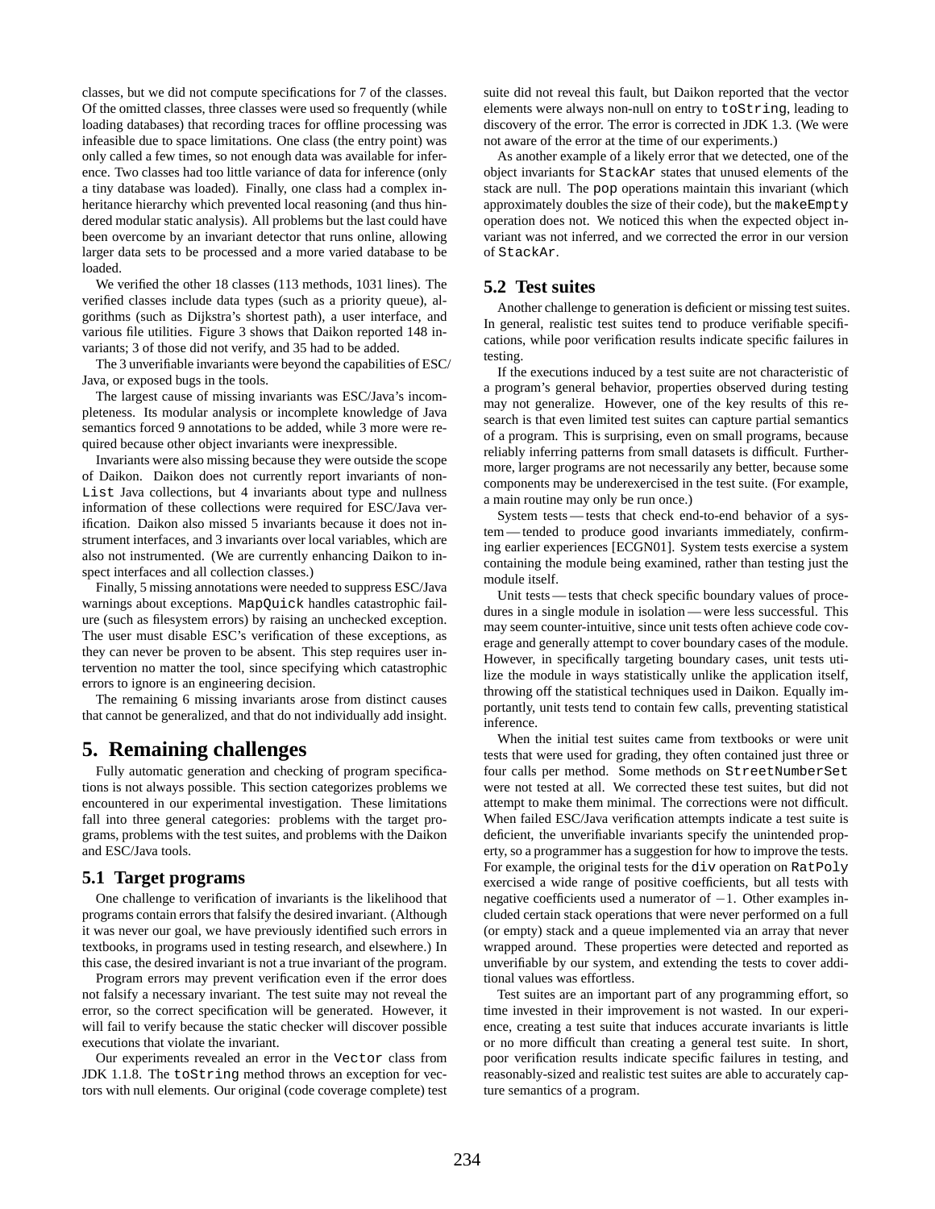classes, but we did not compute specifications for 7 of the classes. Of the omitted classes, three classes were used so frequently (while loading databases) that recording traces for offline processing was infeasible due to space limitations. One class (the entry point) was only called a few times, so not enough data was available for inference. Two classes had too little variance of data for inference (only a tiny database was loaded). Finally, one class had a complex inheritance hierarchy which prevented local reasoning (and thus hindered modular static analysis). All problems but the last could have been overcome by an invariant detector that runs online, allowing larger data sets to be processed and a more varied database to be loaded.

We verified the other 18 classes (113 methods, 1031 lines). The verified classes include data types (such as a priority queue), algorithms (such as Dijkstra's shortest path), a user interface, and various file utilities. Figure 3 shows that Daikon reported 148 invariants; 3 of those did not verify, and 35 had to be added.

The 3 unverifiable invariants were beyond the capabilities of ESC/Java, or exposed bugs in the tools.

The largest cause of missing invariants was ESC/Java's incompleteness. Its modular analysis or incomplete knowledge of Java semantics forced 9 annotations to be added, while 3 more were required because other object invariants were inexpressible.

Invariants were also missing because they were outside the scope of Daikon. Daikon does not currently report invariants of non-`List` Java collections, but 4 invariants about type and nullness information of these collections were required for ESC/Java verification. Daikon also missed 5 invariants because it does not instrument interfaces, and 3 invariants over local variables, which are also not instrumented. (We are currently enhancing Daikon to inspect interfaces and all collection classes.)

Finally, 5 missing annotations were needed to suppress ESC/Java warnings about exceptions. `MapQuick` handles catastrophic failure (such as filesystem errors) by raising an unchecked exception. The user must disable ESC's verification of these exceptions, as they can never be proven to be absent. This step requires user intervention no matter the tool, since specifying which catastrophic errors to ignore is an engineering decision.

The remaining 6 missing invariants arose from distinct causes that cannot be generalized, and that do not individually add insight.

# 5. Remaining challenges

Fully automatic generation and checking of program specifications is not always possible. This section categorizes problems we encountered in our experimental investigation. These limitations fall into three general categories: problems with the target programs, problems with the test suites, and problems with the Daikon and ESC/Java tools.

## 5.1 Target programs

One challenge to verification of invariants is the likelihood that programs contain errors that falsify the desired invariant. (Although it was never our goal, we have previously identified such errors in textbooks, in programs used in testing research, and elsewhere.) In this case, the desired invariant is not a true invariant of the program.

Program errors may prevent verification even if the error does not falsify a necessary invariant. The test suite may not reveal the error, so the correct specification will be generated. However, it will fail to verify because the static checker will discover possible executions that violate the invariant.

Our experiments revealed an error in the `Vector` class from JDK 1.1.8. The `toString` method throws an exception for vectors with null elements. Our original (code coverage complete) test suite did not reveal this fault, but Daikon reported that the vector elements were always non-null on entry to `toString`, leading to discovery of the error. The error is corrected in JDK 1.3. (We were not aware of the error at the time of our experiments.)

As another example of a likely error that we detected, one of the object invariants for `StackAr` states that unused elements of the stack are null. The `pop` operations maintain this invariant (which approximately doubles the size of their code), but the `makeEmpty` operation does not. We noticed this when the expected object invariant was not inferred, and we corrected the error in our version of `StackAr`.

## 5.2 Test suites

Another challenge to generation is deficient or missing test suites. In general, realistic test suites tend to produce verifiable specifications, while poor verification results indicate specific failures in testing.

If the executions induced by a test suite are not characteristic of a program's general behavior, properties observed during testing may not generalize. However, one of the key results of this research is that even limited test suites can capture partial semantics of a program. This is surprising, even on small programs, because reliably inferring patterns from small datasets is difficult. Furthermore, larger programs are not necessarily any better, because some components may be underexercised in the test suite. (For example, a main routine may only be run once.)

System tests — tests that check end-to-end behavior of a system — tended to produce good invariants immediately, confirming earlier experiences [ECGN01]. System tests exercise a system containing the module being examined, rather than testing just the module itself.

Unit tests — tests that check specific boundary values of procedures in a single module in isolation — were less successful. This may seem counter-intuitive, since unit tests often achieve code coverage and generally attempt to cover boundary cases of the module. However, in specifically targeting boundary cases, unit tests utilize the module in ways statistically unlike the application itself, throwing off the statistical techniques used in Daikon. Equally importantly, unit tests tend to contain few calls, preventing statistical inference.

When the initial test suites came from textbooks or were unit tests that were used for grading, they often contained just three or four calls per method. Some methods on `StreetNumberSet` were not tested at all. We corrected these test suites, but did not attempt to make them minimal. The corrections were not difficult. When failed ESC/Java verification attempts indicate a test suite is deficient, the unverifiable invariants specify the unintended property, so a programmer has a suggestion for how to improve the tests. For example, the original tests for the `div` operation on `RatPoly` exercised a wide range of positive coefficients, but all tests with negative coefficients used a numerator of $-1$. Other examples included certain stack operations that were never performed on a full (or empty) stack and a queue implemented via an array that never wrapped around. These properties were detected and reported as unverifiable by our system, and extending the tests to cover additional values was effortless.

Test suites are an important part of any programming effort, so time invested in their improvement is not wasted. In our experience, creating a test suite that induces accurate invariants is little or no more difficult than creating a general test suite. In short, poor verification results indicate specific failures in testing, and reasonably-sized and realistic test suites are able to accurately capture semantics of a program.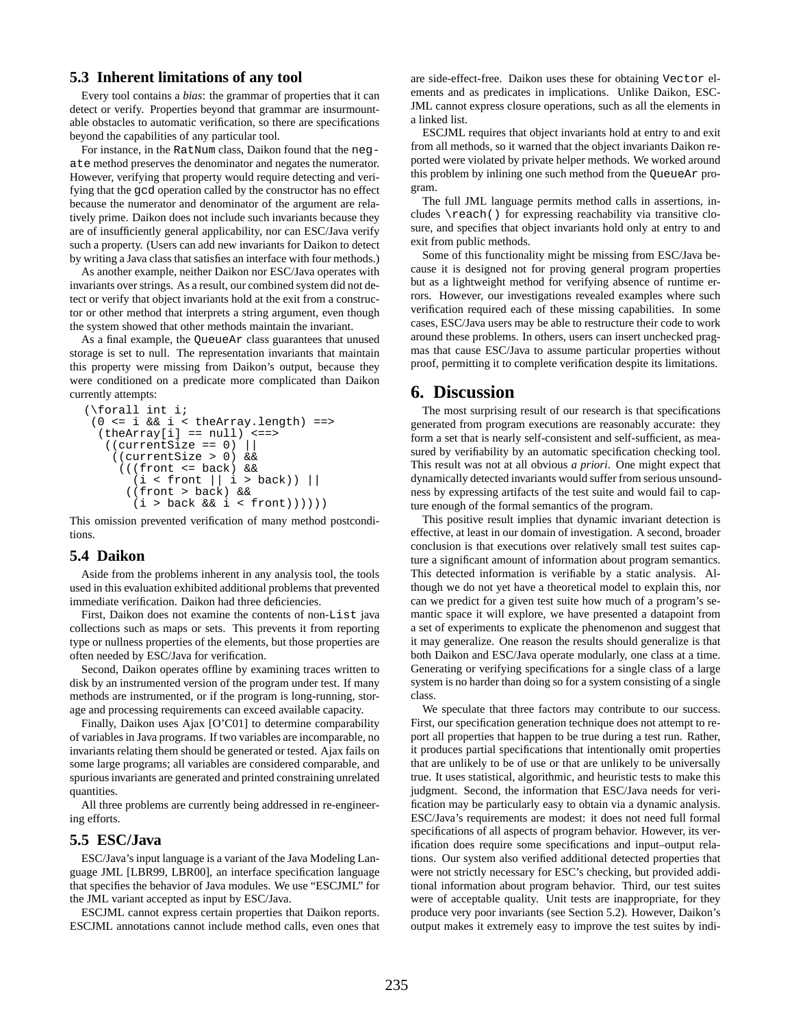### 5.3 Inherent limitations of any tool

Every tool contains a *bias*: the grammar of properties that it can detect or verify. Properties beyond that grammar are insurmountable obstacles to automatic verification, so there are specifications beyond the capabilities of any particular tool.

For instance, in the `RatNum` class, Daikon found that the `negate` method preserves the denominator and negates the numerator. However, verifying that property would require detecting and verifying that the `gcd` operation called by the constructor has no effect because the numerator and denominator of the argument are relatively prime. Daikon does not include such invariants because they are of insufficiently general applicability, nor can ESC/Java verify such a property. (Users can add new invariants for Daikon to detect by writing a Java class that satisfies an interface with four methods.)

As another example, neither Daikon nor ESC/Java operates with invariants over strings. As a result, our combined system did not detect or verify that object invariants hold at the exit from a constructor or other method that interprets a string argument, even though the system showed that other methods maintain the invariant.

As a final example, the `QueueAr` class guarantees that unused storage is set to null. The representation invariants that maintain this property were missing from Daikon's output, because they were conditioned on a predicate more complicated than Daikon currently attempts:

```
(\forall int i;
 (0 <= i && i < theArray.length) ==>
  (theArray[i] == null) <==>
   ((currentSize == 0) ||
    ((currentSize > 0) &&
     (((front <= back) &&
        (i < front || i > back)) ||
      ((front > back) &&
        (i > back && i < front))))))
```

This omission prevented verification of many method postconditions.

### 5.4 Daikon

Aside from the problems inherent in any analysis tool, the tools used in this evaluation exhibited additional problems that prevented immediate verification. Daikon had three deficiencies.

First, Daikon does not examine the contents of non-`List` java collections such as maps or sets. This prevents it from reporting type or nullness properties of the elements, but those properties are often needed by ESC/Java for verification.

Second, Daikon operates offline by examining traces written to disk by an instrumented version of the program under test. If many methods are instrumented, or if the program is long-running, storage and processing requirements can exceed available capacity.

Finally, Daikon uses Ajax [O'C01] to determine comparability of variables in Java programs. If two variables are incomparable, no invariants relating them should be generated or tested. Ajax fails on some large programs; all variables are considered comparable, and spurious invariants are generated and printed constraining unrelated quantities.

All three problems are currently being addressed in re-engineering efforts.

### 5.5 ESC/Java

ESC/Java's input language is a variant of the Java Modeling Language JML [LBR99, LBR00], an interface specification language that specifies the behavior of Java modules. We use "ESCJML" for the JML variant accepted as input by ESC/Java.

ESCJML cannot express certain properties that Daikon reports. ESCJML annotations cannot include method calls, even ones that are side-effect-free. Daikon uses these for obtaining `Vector` elements and as predicates in implications. Unlike Daikon, ESCJML cannot express closure operations, such as all the elements in a linked list.

ESCJML requires that object invariants hold at entry to and exit from all methods, so it warned that the object invariants Daikon reported were violated by private helper methods. We worked around this problem by inlining one such method from the `QueueAr` program.

The full JML language permits method calls in assertions, includes `\reach()` for expressing reachability via transitive closure, and specifies that object invariants hold only at entry to and exit from public methods.

Some of this functionality might be missing from ESC/Java because it is designed not for proving general program properties but as a lightweight method for verifying absence of runtime errors. However, our investigations revealed examples where such verification required each of these missing capabilities. In some cases, ESC/Java users may be able to restructure their code to work around these problems. In others, users can insert unchecked pragmas that cause ESC/Java to assume particular properties without proof, permitting it to complete verification despite its limitations.

## 6. Discussion

The most surprising result of our research is that specifications generated from program executions are reasonably accurate: they form a set that is nearly self-consistent and self-sufficient, as measured by verifiability by an automatic specification checking tool. This result was not at all obvious *a priori*. One might expect that dynamically detected invariants would suffer from serious unsoundness by expressing artifacts of the test suite and would fail to capture enough of the formal semantics of the program.

This positive result implies that dynamic invariant detection is effective, at least in our domain of investigation. A second, broader conclusion is that executions over relatively small test suites capture a significant amount of information about program semantics. This detected information is verifiable by a static analysis. Although we do not yet have a theoretical model to explain this, nor can we predict for a given test suite how much of a program's semantic space it will explore, we have presented a datapoint from a set of experiments to explicate the phenomenon and suggest that it may generalize. One reason the results should generalize is that both Daikon and ESC/Java operate modularly, one class at a time. Generating or verifying specifications for a single class of a large system is no harder than doing so for a system consisting of a single class.

We speculate that three factors may contribute to our success. First, our specification generation technique does not attempt to report all properties that happen to be true during a test run. Rather, it produces partial specifications that intentionally omit properties that are unlikely to be of use or that are unlikely to be universally true. It uses statistical, algorithmic, and heuristic tests to make this judgment. Second, the information that ESC/Java needs for verification may be particularly easy to obtain via a dynamic analysis. ESC/Java's requirements are modest: it does not need full formal specifications of all aspects of program behavior. However, its verification does require some specifications and input–output relations. Our system also verified additional detected properties that were not strictly necessary for ESC's checking, but provided additional information about program behavior. Third, our test suites were of acceptable quality. Unit tests are inappropriate, for they produce very poor invariants (see Section 5.2). However, Daikon's output makes it extremely easy to improve the test suites by indi-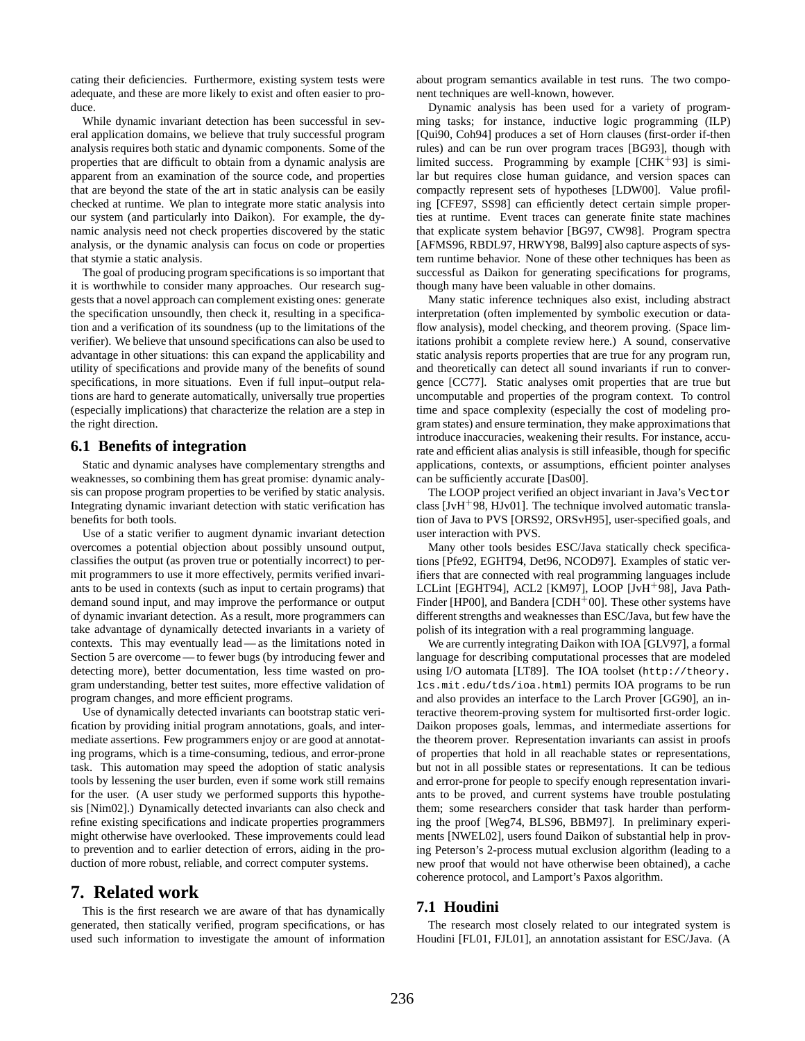cating their deficiencies. Furthermore, existing system tests were adequate, and these are more likely to exist and often easier to produce.

While dynamic invariant detection has been successful in several application domains, we believe that truly successful program analysis requires both static and dynamic components. Some of the properties that are difficult to obtain from a dynamic analysis are apparent from an examination of the source code, and properties that are beyond the state of the art in static analysis can be easily checked at runtime. We plan to integrate more static analysis into our system (and particularly into Daikon). For example, the dynamic analysis need not check properties discovered by the static analysis, or the dynamic analysis can focus on code or properties that stymie a static analysis.

The goal of producing program specifications is so important that it is worthwhile to consider many approaches. Our research suggests that a novel approach can complement existing ones: generate the specification unsoundly, then check it, resulting in a specification and a verification of its soundness (up to the limitations of the verifier). We believe that unsound specifications can also be used to advantage in other situations: this can expand the applicability and utility of specifications and provide many of the benefits of sound specifications, in more situations. Even if full input–output relations are hard to generate automatically, universally true properties (especially implications) that characterize the relation are a step in the right direction.

### 6.1 Benefits of integration

Static and dynamic analyses have complementary strengths and weaknesses, so combining them has great promise: dynamic analysis can propose program properties to be verified by static analysis. Integrating dynamic invariant detection with static verification has benefits for both tools.

Use of a static verifier to augment dynamic invariant detection overcomes a potential objection about possibly unsound output, classifies the output (as proven true or potentially incorrect) to permit programmers to use it more effectively, permits verified invariants to be used in contexts (such as input to certain programs) that demand sound input, and may improve the performance or output of dynamic invariant detection. As a result, more programmers can take advantage of dynamically detected invariants in a variety of contexts. This may eventually lead — as the limitations noted in Section 5 are overcome — to fewer bugs (by introducing fewer and detecting more), better documentation, less time wasted on program understanding, better test suites, more effective validation of program changes, and more efficient programs.

Use of dynamically detected invariants can bootstrap static verification by providing initial program annotations, goals, and intermediate assertions. Few programmers enjoy or are good at annotating programs, which is a time-consuming, tedious, and error-prone task. This automation may speed the adoption of static analysis tools by lessening the user burden, even if some work still remains for the user. (A user study we performed supports this hypothesis [Nim02].) Dynamically detected invariants can also check and refine existing specifications and indicate properties programmers might otherwise have overlooked. These improvements could lead to prevention and to earlier detection of errors, aiding in the production of more robust, reliable, and correct computer systems.

## 7. Related work

This is the first research we are aware of that has dynamically generated, then statically verified, program specifications, or has used such information to investigate the amount of information about program semantics available in test runs. The two component techniques are well-known, however.

Dynamic analysis has been used for a variety of programming tasks; for instance, inductive logic programming (ILP) [Qui90, Coh94] produces a set of Horn clauses (first-order if-then rules) and can be run over program traces [BG93], though with limited success. Programming by example [CHK+93] is similar but requires close human guidance, and version spaces can compactly represent sets of hypotheses [LDW00]. Value profiling [CFE97, SS98] can efficiently detect certain simple properties at runtime. Event traces can generate finite state machines that explicate system behavior [BG97, CW98]. Program spectra [AFMS96, RBDL97, HRWY98, Bal99] also capture aspects of system runtime behavior. None of these other techniques has been as successful as Daikon for generating specifications for programs, though many have been valuable in other domains.

Many static inference techniques also exist, including abstract interpretation (often implemented by symbolic execution or dataflow analysis), model checking, and theorem proving. (Space limitations prohibit a complete review here.) A sound, conservative static analysis reports properties that are true for any program run, and theoretically can detect all sound invariants if run to convergence [CC77]. Static analyses omit properties that are true but uncomputable and properties of the program context. To control time and space complexity (especially the cost of modeling program states) and ensure termination, they make approximations that introduce inaccuracies, weakening their results. For instance, accurate and efficient alias analysis is still infeasible, though for specific applications, contexts, or assumptions, efficient pointer analyses can be sufficiently accurate [Das00].

The LOOP project verified an object invariant in Java's `Vector` class [JvH+98, HJv01]. The technique involved automatic translation of Java to PVS [ORS92, ORSvH95], user-specified goals, and user interaction with PVS.

Many other tools besides ESC/Java statically check specifications [Pfe92, EGHT94, Det96, NCOD97]. Examples of static verifiers that are connected with real programming languages include LCLint [EGHT94], ACL2 [KM97], LOOP [JvH+98], Java PathFinder [HP00], and Bandera [CDH+00]. These other systems have different strengths and weaknesses than ESC/Java, but few have the polish of its integration with a real programming language.

We are currently integrating Daikon with IOA [GLV97], a formal language for describing computational processes that are modeled using I/O automata [LT89]. The IOA toolset (`http://theory.lcs.mit.edu/tds/ioa.html`) permits IOA programs to be run and also provides an interface to the Larch Prover [GG90], an interactive theorem-proving system for multisorted first-order logic. Daikon proposes goals, lemmas, and intermediate assertions for the theorem prover. Representation invariants can assist in proofs of properties that hold in all reachable states or representations, but not in all possible states or representations. It can be tedious and error-prone for people to specify enough representation invariants to be proved, and current systems have trouble postulating them; some researchers consider that task harder than performing the proof [Weg74, BLS96, BBM97]. In preliminary experiments [NWEL02], users found Daikon of substantial help in proving Peterson's 2-process mutual exclusion algorithm (leading to a new proof that would not have otherwise been obtained), a cache coherence protocol, and Lamport's Paxos algorithm.

### 7.1 Houdini

The research most closely related to our integrated system is Houdini [FL01, FJL01], an annotation assistant for ESC/Java. (A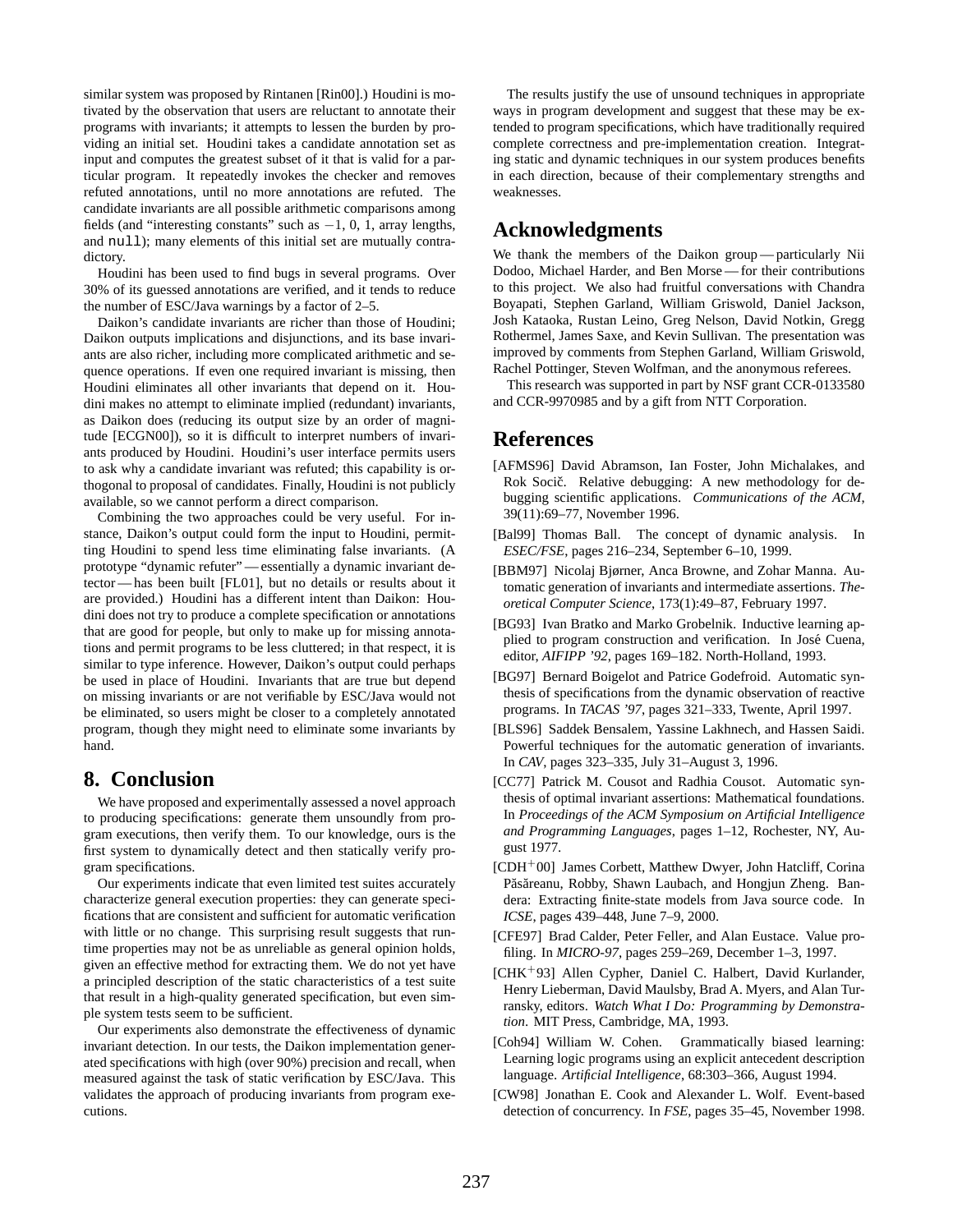similar system was proposed by Rintanen [Rin00].) Houdini is motivated by the observation that users are reluctant to annotate their programs with invariants; it attempts to lessen the burden by providing an initial set. Houdini takes a candidate annotation set as input and computes the greatest subset of it that is valid for a particular program. It repeatedly invokes the checker and removes refuted annotations, until no more annotations are refuted. The candidate invariants are all possible arithmetic comparisons among fields (and "interesting constants" such as $-1$, 0, 1, array lengths, and `null`); many elements of this initial set are mutually contradictory.

Houdini has been used to find bugs in several programs. Over 30% of its guessed annotations are verified, and it tends to reduce the number of ESC/Java warnings by a factor of 2–5.

Daikon's candidate invariants are richer than those of Houdini; Daikon outputs implications and disjunctions, and its base invariants are also richer, including more complicated arithmetic and sequence operations. If even one required invariant is missing, then Houdini eliminates all other invariants that depend on it. Houdini makes no attempt to eliminate implied (redundant) invariants, as Daikon does (reducing its output size by an order of magnitude [ECGN00]), so it is difficult to interpret numbers of invariants produced by Houdini. Houdini's user interface permits users to ask why a candidate invariant was refuted; this capability is orthogonal to proposal of candidates. Finally, Houdini is not publicly available, so we cannot perform a direct comparison.

Combining the two approaches could be very useful. For instance, Daikon's output could form the input to Houdini, permitting Houdini to spend less time eliminating false invariants. (A prototype "dynamic refuter" — essentially a dynamic invariant detector — has been built [FL01], but no details or results about it are provided.) Houdini has a different intent than Daikon: Houdini does not try to produce a complete specification or annotations that are good for people, but only to make up for missing annotations and permit programs to be less cluttered; in that respect, it is similar to type inference. However, Daikon's output could perhaps be used in place of Houdini. Invariants that are true but depend on missing invariants or are not verifiable by ESC/Java would not be eliminated, so users might be closer to a completely annotated program, though they might need to eliminate some invariants by hand.

## 8. Conclusion

We have proposed and experimentally assessed a novel approach to producing specifications: generate them unsoundly from program executions, then verify them. To our knowledge, ours is the first system to dynamically detect and then statically verify program specifications.

Our experiments indicate that even limited test suites accurately characterize general execution properties: they can generate specifications that are consistent and sufficient for automatic verification with little or no change. This surprising result suggests that runtime properties may not be as unreliable as general opinion holds, given an effective method for extracting them. We do not yet have a principled description of the static characteristics of a test suite that result in a high-quality generated specification, but even simple system tests seem to be sufficient.

Our experiments also demonstrate the effectiveness of dynamic invariant detection. In our tests, the Daikon implementation generated specifications with high (over 90%) precision and recall, when measured against the task of static verification by ESC/Java. This validates the approach of producing invariants from program executions.

The results justify the use of unsound techniques in appropriate ways in program development and suggest that these may be extended to program specifications, which have traditionally required complete correctness and pre-implementation creation. Integrating static and dynamic techniques in our system produces benefits in each direction, because of their complementary strengths and weaknesses.

## Acknowledgments

We thank the members of the Daikon group — particularly Nii Dodoo, Michael Harder, and Ben Morse — for their contributions to this project. We also had fruitful conversations with Chandra Boyapati, Stephen Garland, William Griswold, Daniel Jackson, Josh Kataoka, Rustan Leino, Greg Nelson, David Notkin, Gregg Rothermel, James Saxe, and Kevin Sullivan. The presentation was improved by comments from Stephen Garland, William Griswold, Rachel Pottinger, Steven Wolfman, and the anonymous referees.

This research was supported in part by NSF grant CCR-0133580 and CCR-9970985 and by a gift from NTT Corporation.

## References

[AFMS96] David Abramson, Ian Foster, John Michalakes, and Rok Sočič. Relative debugging: A new methodology for debugging scientific applications. *Communications of the ACM*, 39(11):69–77, November 1996.

[Bal99] Thomas Ball. The concept of dynamic analysis. In *ESEC/FSE*, pages 216–234, September 6–10, 1999.

[BBM97] Nicolaj Bjørner, Anca Browne, and Zohar Manna. Automatic generation of invariants and intermediate assertions. *Theoretical Computer Science*, 173(1):49–87, February 1997.

[BG93] Ivan Bratko and Marko Grobelnik. Inductive learning applied to program construction and verification. In José Cuena, editor, *AIFIPP '92*, pages 169–182. North-Holland, 1993.

[BG97] Bernard Boigelot and Patrice Godefroid. Automatic synthesis of specifications from the dynamic observation of reactive programs. In *TACAS '97*, pages 321–333, Twente, April 1997.

[BLS96] Saddek Bensalem, Yassine Lakhnech, and Hassen Saidi. Powerful techniques for the automatic generation of invariants. In *CAV*, pages 323–335, July 31–August 3, 1996.

[CC77] Patrick M. Cousot and Radhia Cousot. Automatic synthesis of optimal invariant assertions: Mathematical foundations. In *Proceedings of the ACM Symposium on Artificial Intelligence and Programming Languages*, pages 1–12, Rochester, NY, August 1977.

[CDH+00] James Corbett, Matthew Dwyer, John Hatcliff, Corina Păsăreanu, Robby, Shawn Laubach, and Hongjun Zheng. Bandera: Extracting finite-state models from Java source code. In *ICSE*, pages 439–448, June 7–9, 2000.

[CFE97] Brad Calder, Peter Feller, and Alan Eustace. Value profiling. In *MICRO-97*, pages 259–269, December 1–3, 1997.

[CHK+93] Allen Cypher, Daniel C. Halbert, David Kurlander, Henry Lieberman, David Maulsby, Brad A. Myers, and Alan Turransky, editors. *Watch What I Do: Programming by Demonstration*. MIT Press, Cambridge, MA, 1993.

[Coh94] William W. Cohen. Grammatically biased learning: Learning logic programs using an explicit antecedent description language. *Artificial Intelligence*, 68:303–366, August 1994.

[CW98] Jonathan E. Cook and Alexander L. Wolf. Event-based detection of concurrency. In *FSE*, pages 35–45, November 1998.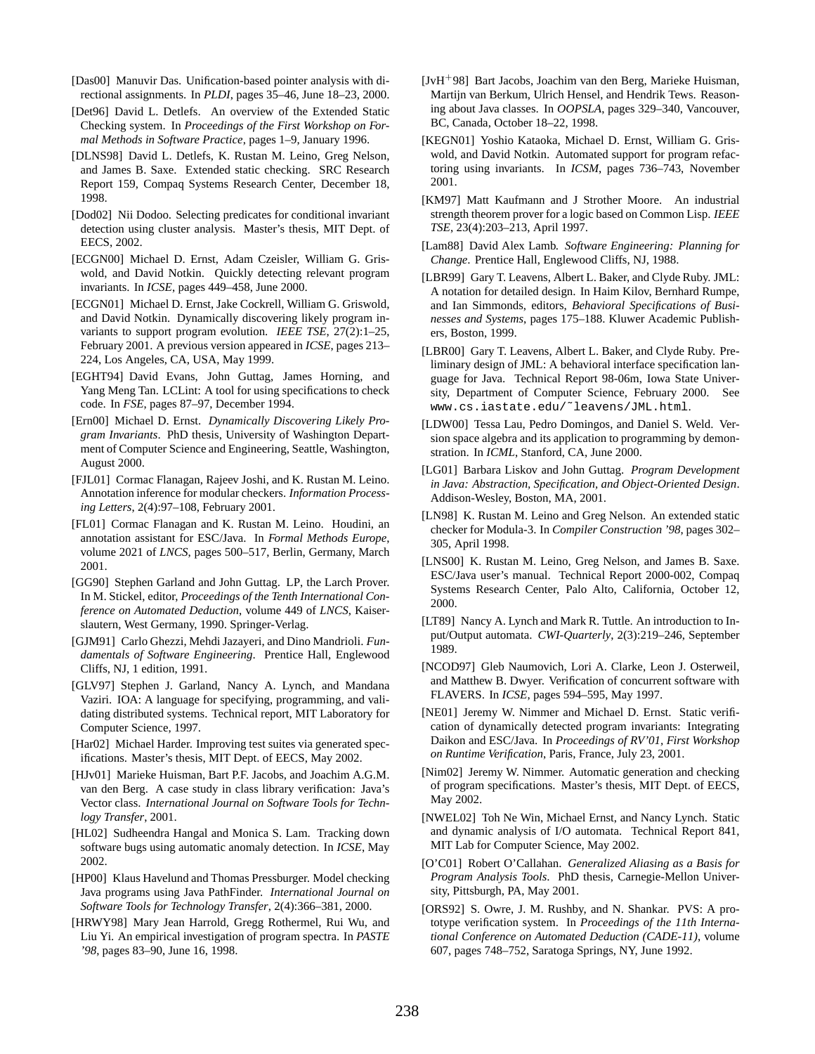[Das00] Manuvir Das. Unification-based pointer analysis with directional assignments. In *PLDI*, pages 35–46, June 18–23, 2000.

[Det96] David L. Detlefs. An overview of the Extended Static Checking system. In *Proceedings of the First Workshop on Formal Methods in Software Practice*, pages 1–9, January 1996.

[DLNS98] David L. Detlefs, K. Rustan M. Leino, Greg Nelson, and James B. Saxe. Extended static checking. SRC Research Report 159, Compaq Systems Research Center, December 18, 1998.

[Dod02] Nii Dodoo. Selecting predicates for conditional invariant detection using cluster analysis. Master's thesis, MIT Dept. of EECS, 2002.

[ECGN00] Michael D. Ernst, Adam Czeisler, William G. Griswold, and David Notkin. Quickly detecting relevant program invariants. In *ICSE*, pages 449–458, June 2000.

[ECGN01] Michael D. Ernst, Jake Cockrell, William G. Griswold, and David Notkin. Dynamically discovering likely program invariants to support program evolution. *IEEE TSE*, 27(2):1–25, February 2001. A previous version appeared in *ICSE*, pages 213–224, Los Angeles, CA, USA, May 1999.

[EGHT94] David Evans, John Guttag, James Horning, and Yang Meng Tan. LCLint: A tool for using specifications to check code. In *FSE*, pages 87–97, December 1994.

[Ern00] Michael D. Ernst. *Dynamically Discovering Likely Program Invariants*. PhD thesis, University of Washington Department of Computer Science and Engineering, Seattle, Washington, August 2000.

[FJL01] Cormac Flanagan, Rajeev Joshi, and K. Rustan M. Leino. Annotation inference for modular checkers. *Information Processing Letters*, 2(4):97–108, February 2001.

[FL01] Cormac Flanagan and K. Rustan M. Leino. Houdini, an annotation assistant for ESC/Java. In *Formal Methods Europe*, volume 2021 of *LNCS*, pages 500–517, Berlin, Germany, March 2001.

[GG90] Stephen Garland and John Guttag. LP, the Larch Prover. In M. Stickel, editor, *Proceedings of the Tenth International Conference on Automated Deduction*, volume 449 of *LNCS*, Kaiserslautern, West Germany, 1990. Springer-Verlag.

[GJM91] Carlo Ghezzi, Mehdi Jazayeri, and Dino Mandrioli. *Fundamentals of Software Engineering*. Prentice Hall, Englewood Cliffs, NJ, 1 edition, 1991.

[GLV97] Stephen J. Garland, Nancy A. Lynch, and Mandana Vaziri. IOA: A language for specifying, programming, and validating distributed systems. Technical report, MIT Laboratory for Computer Science, 1997.

[Har02] Michael Harder. Improving test suites via generated specifications. Master's thesis, MIT Dept. of EECS, May 2002.

[HJv01] Marieke Huisman, Bart P.F. Jacobs, and Joachim A.G.M. van den Berg. A case study in class library verification: Java's Vector class. *International Journal on Software Tools for Technology Transfer*, 2001.

[HL02] Sudheendra Hangal and Monica S. Lam. Tracking down software bugs using automatic anomaly detection. In *ICSE*, May 2002.

[HP00] Klaus Havelund and Thomas Pressburger. Model checking Java programs using Java PathFinder. *International Journal on Software Tools for Technology Transfer*, 2(4):366–381, 2000.

[HRWY98] Mary Jean Harrold, Gregg Rothermel, Rui Wu, and Liu Yi. An empirical investigation of program spectra. In *PASTE '98*, pages 83–90, June 16, 1998.

[JvH+98] Bart Jacobs, Joachim van den Berg, Marieke Huisman, Martijn van Berkum, Ulrich Hensel, and Hendrik Tews. Reasoning about Java classes. In *OOPSLA*, pages 329–340, Vancouver, BC, Canada, October 18–22, 1998.

[KEGN01] Yoshio Kataoka, Michael D. Ernst, William G. Griswold, and David Notkin. Automated support for program refactoring using invariants. In *ICSM*, pages 736–743, November 2001.

[KM97] Matt Kaufmann and J Strother Moore. An industrial strength theorem prover for a logic based on Common Lisp. *IEEE TSE*, 23(4):203–213, April 1997.

[Lam88] David Alex Lamb. *Software Engineering: Planning for Change*. Prentice Hall, Englewood Cliffs, NJ, 1988.

[LBR99] Gary T. Leavens, Albert L. Baker, and Clyde Ruby. JML: A notation for detailed design. In Haim Kilov, Bernhard Rumpe, and Ian Simmonds, editors, *Behavioral Specifications of Businesses and Systems*, pages 175–188. Kluwer Academic Publishers, Boston, 1999.

[LBR00] Gary T. Leavens, Albert L. Baker, and Clyde Ruby. Preliminary design of JML: A behavioral interface specification language for Java. Technical Report 98-06m, Iowa State University, Department of Computer Science, February 2000. See `www.cs.iastate.edu/~leavens/JML.html`.

[LDW00] Tessa Lau, Pedro Domingos, and Daniel S. Weld. Version space algebra and its application to programming by demonstration. In *ICML*, Stanford, CA, June 2000.

[LG01] Barbara Liskov and John Guttag. *Program Development in Java: Abstraction, Specification, and Object-Oriented Design*. Addison-Wesley, Boston, MA, 2001.

[LN98] K. Rustan M. Leino and Greg Nelson. An extended static checker for Modula-3. In *Compiler Construction '98*, pages 302–305, April 1998.

[LNS00] K. Rustan M. Leino, Greg Nelson, and James B. Saxe. ESC/Java user's manual. Technical Report 2000-002, Compaq Systems Research Center, Palo Alto, California, October 12, 2000.

[LT89] Nancy A. Lynch and Mark R. Tuttle. An introduction to Input/Output automata. *CWI-Quarterly*, 2(3):219–246, September 1989.

[NCOD97] Gleb Naumovich, Lori A. Clarke, Leon J. Osterweil, and Matthew B. Dwyer. Verification of concurrent software with FLAVERS. In *ICSE*, pages 594–595, May 1997.

[NE01] Jeremy W. Nimmer and Michael D. Ernst. Static verification of dynamically detected program invariants: Integrating Daikon and ESC/Java. In *Proceedings of RV'01, First Workshop on Runtime Verification*, Paris, France, July 23, 2001.

[Nim02] Jeremy W. Nimmer. Automatic generation and checking of program specifications. Master's thesis, MIT Dept. of EECS, May 2002.

[NWEL02] Toh Ne Win, Michael Ernst, and Nancy Lynch. Static and dynamic analysis of I/O automata. Technical Report 841, MIT Lab for Computer Science, May 2002.

[O'C01] Robert O'Callahan. *Generalized Aliasing as a Basis for Program Analysis Tools*. PhD thesis, Carnegie-Mellon University, Pittsburgh, PA, May 2001.

[ORS92] S. Owre, J. M. Rushby, and N. Shankar. PVS: A prototype verification system. In *Proceedings of the 11th International Conference on Automated Deduction (CADE-11)*, volume 607, pages 748–752, Saratoga Springs, NY, June 1992.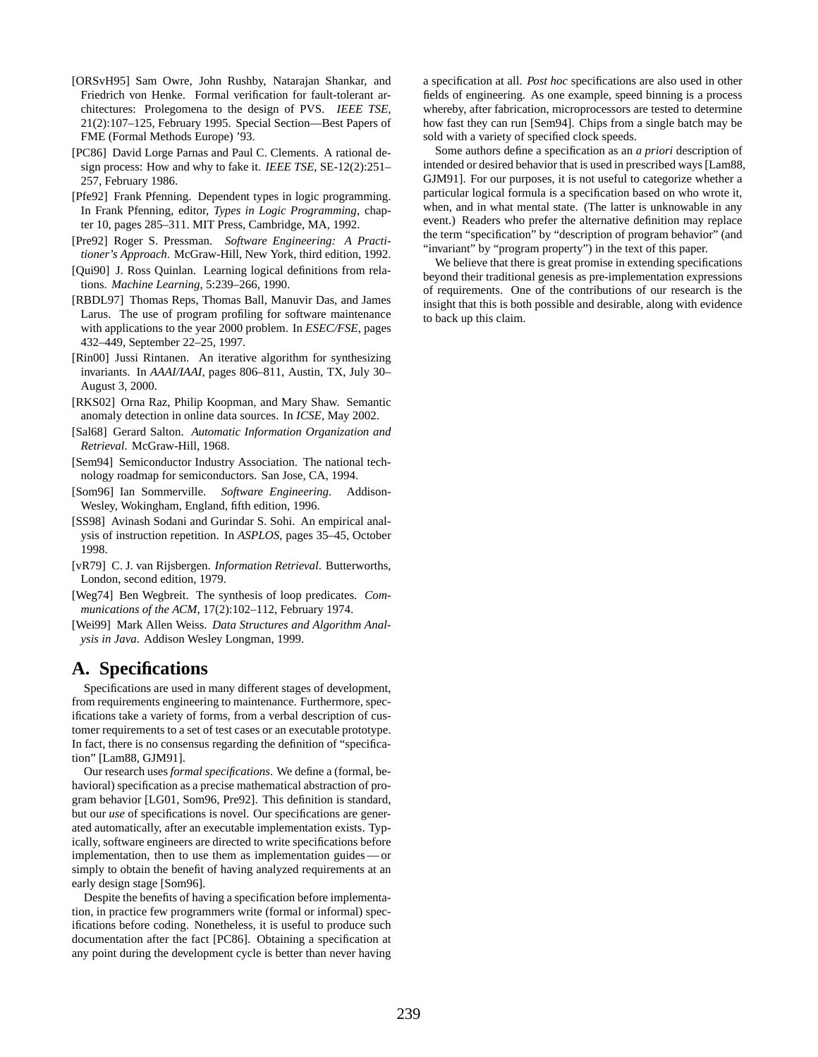[ORSvH95] Sam Owre, John Rushby, Natarajan Shankar, and Friedrich von Henke. Formal verification for fault-tolerant architectures: Prolegomena to the design of PVS. *IEEE TSE*, 21(2):107–125, February 1995. Special Section—Best Papers of FME (Formal Methods Europe) '93.

[PC86] David Lorge Parnas and Paul C. Clements. A rational design process: How and why to fake it. *IEEE TSE*, SE-12(2):251–257, February 1986.

[Pfe92] Frank Pfenning. Dependent types in logic programming. In Frank Pfenning, editor, *Types in Logic Programming*, chapter 10, pages 285–311. MIT Press, Cambridge, MA, 1992.

[Pre92] Roger S. Pressman. *Software Engineering: A Practitioner's Approach*. McGraw-Hill, New York, third edition, 1992.

[Qui90] J. Ross Quinlan. Learning logical definitions from relations. *Machine Learning*, 5:239–266, 1990.

[RBDL97] Thomas Reps, Thomas Ball, Manuvir Das, and James Larus. The use of program profiling for software maintenance with applications to the year 2000 problem. In *ESEC/FSE*, pages 432–449, September 22–25, 1997.

[Rin00] Jussi Rintanen. An iterative algorithm for synthesizing invariants. In *AAAI/IAAI*, pages 806–811, Austin, TX, July 30–August 3, 2000.

[RKS02] Orna Raz, Philip Koopman, and Mary Shaw. Semantic anomaly detection in online data sources. In *ICSE*, May 2002.

[Sal68] Gerard Salton. *Automatic Information Organization and Retrieval*. McGraw-Hill, 1968.

[Sem94] Semiconductor Industry Association. The national technology roadmap for semiconductors. San Jose, CA, 1994.

[Som96] Ian Sommerville. *Software Engineering*. Addison-Wesley, Wokingham, England, fifth edition, 1996.

[SS98] Avinash Sodani and Gurindar S. Sohi. An empirical analysis of instruction repetition. In *ASPLOS*, pages 35–45, October 1998.

[vR79] C. J. van Rijsbergen. *Information Retrieval*. Butterworths, London, second edition, 1979.

[Weg74] Ben Wegbreit. The synthesis of loop predicates. *Communications of the ACM*, 17(2):102–112, February 1974.

[Wei99] Mark Allen Weiss. *Data Structures and Algorithm Analysis in Java*. Addison Wesley Longman, 1999.

# A. Specifications

Specifications are used in many different stages of development, from requirements engineering to maintenance. Furthermore, specifications take a variety of forms, from a verbal description of customer requirements to a set of test cases or an executable prototype. In fact, there is no consensus regarding the definition of "specification" [Lam88, GJM91].

Our research uses *formal specifications*. We define a (formal, behavioral) specification as a precise mathematical abstraction of program behavior [LG01, Som96, Pre92]. This definition is standard, but our *use* of specifications is novel. Our specifications are generated automatically, after an executable implementation exists. Typically, software engineers are directed to write specifications before implementation, then to use them as implementation guides — or simply to obtain the benefit of having analyzed requirements at an early design stage [Som96].

Despite the benefits of having a specification before implementation, in practice few programmers write (formal or informal) specifications before coding. Nonetheless, it is useful to produce such documentation after the fact [PC86]. Obtaining a specification at any point during the development cycle is better than never having a specification at all. *Post hoc* specifications are also used in other fields of engineering. As one example, speed binning is a process whereby, after fabrication, microprocessors are tested to determine how fast they can run [Sem94]. Chips from a single batch may be sold with a variety of specified clock speeds.

Some authors define a specification as an *a priori* description of intended or desired behavior that is used in prescribed ways [Lam88, GJM91]. For our purposes, it is not useful to categorize whether a particular logical formula is a specification based on who wrote it, when, and in what mental state. (The latter is unknowable in any event.) Readers who prefer the alternative definition may replace the term "specification" by "description of program behavior" (and "invariant" by "program property") in the text of this paper.

We believe that there is great promise in extending specifications beyond their traditional genesis as pre-implementation expressions of requirements. One of the contributions of our research is the insight that this is both possible and desirable, along with evidence to back up this claim.